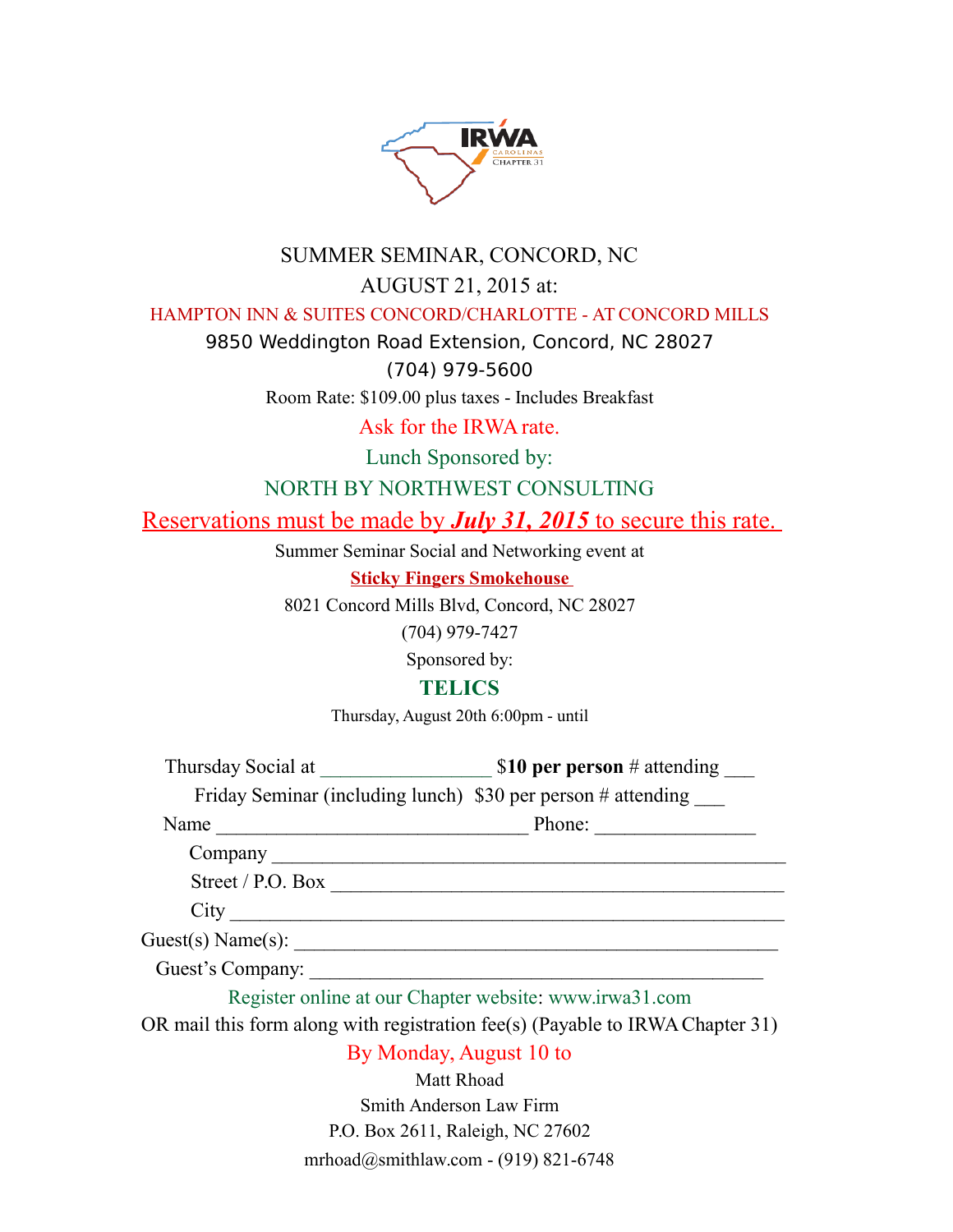IRWA CAROLINAS CHAPTER 31

# SUMMER SEMINAR, CONCORD, NC

## AUGUST 21, 2015 at:

HAMPTON INN & SUITES CONCORD/CHARLOTTE - AT CONCORD MILLS

9850 Weddington Road Extension, Concord, NC 28027

(704) 979-5600

Room Rate: $109.00 plus taxes - Includes Breakfast

Ask for the IRWA rate.

Lunch Sponsored by:

NORTH BY NORTHWEST CONSULTING

Reservations must be made by ***July 31, 2015*** to secure this rate.

Summer Seminar Social and Networking event at

**Sticky Fingers Smokehouse**

8021 Concord Mills Blvd, Concord, NC 28027

(704) 979-7427

Sponsored by:

**TELICS**

Thursday, August 20th 6:00pm - until

Thursday Social at _________________ $**10 per person** # attending ___

Friday Seminar (including lunch) $30 per person # attending ___

Name _______________________________ Phone: ________________

Company ___________________________________________________

Street / P.O. Box _____________________________________________

City ________________________________________________________

Guest(s) Name(s): ____________________________________________

Guest's Company: ____________________________________________

Register online at our Chapter website: www.irwa31.com

OR mail this form along with registration fee(s) (Payable to IRWA Chapter 31)

By Monday, August 10 to

Matt Rhoad

Smith Anderson Law Firm

P.O. Box 2611, Raleigh, NC 27602

mrhoad@smithlaw.com - (919) 821-6748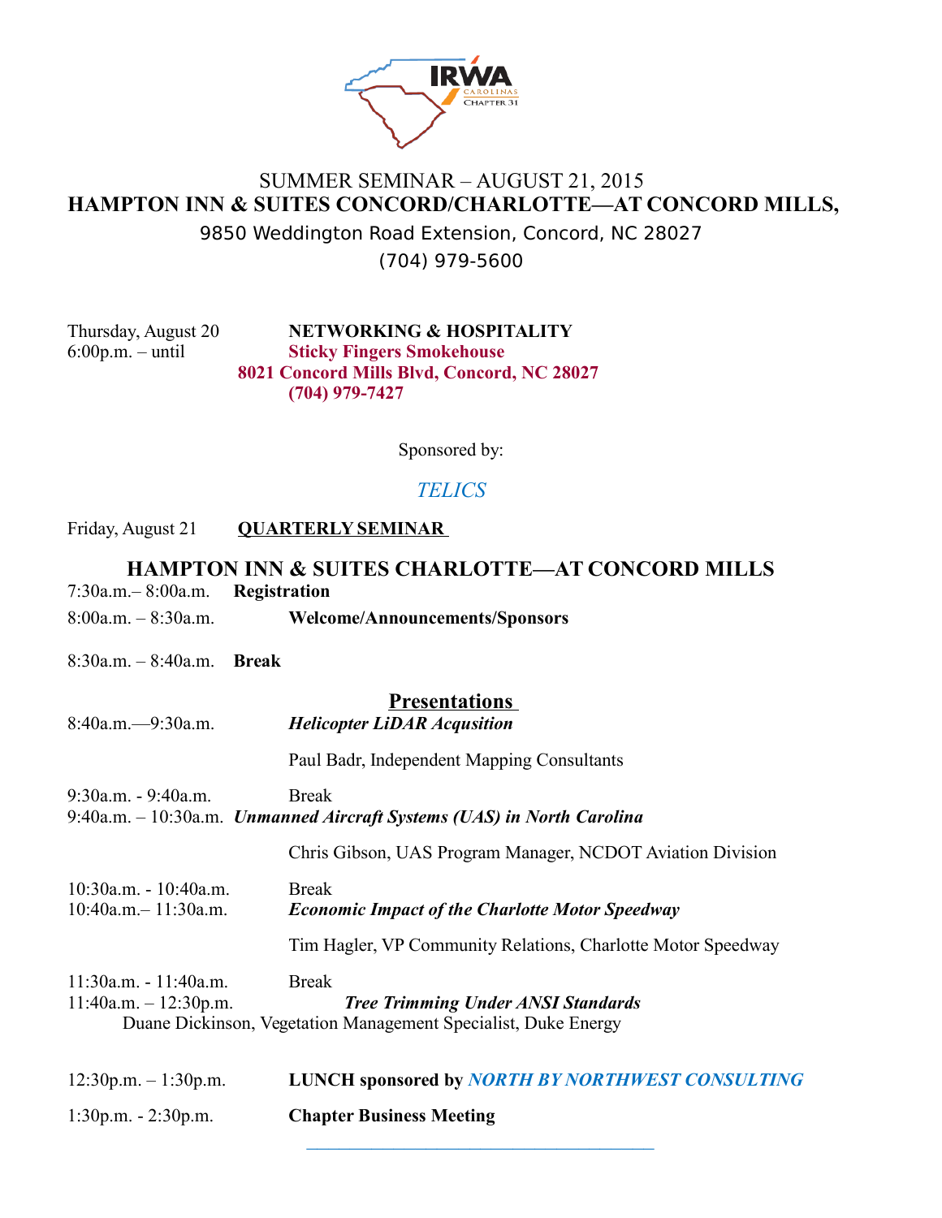SUMMER SEMINAR – AUGUST 21, 2015

**HAMPTON INN & SUITES CONCORD/CHARLOTTE—AT CONCORD MILLS,**

9850 Weddington Road Extension, Concord, NC 28027

(704) 979-5600

Thursday, August 20 **NETWORKING & HOSPITALITY**
6:00p.m. – until **Sticky Fingers Smokehouse**
**8021 Concord Mills Blvd, Concord, NC 28027**
**(704) 979-7427**

Sponsored by:

*TELICS*

Friday, August 21 **QUARTERLY SEMINAR**

## HAMPTON INN & SUITES CHARLOTTE—AT CONCORD MILLS

7:30a.m.– 8:00a.m. **Registration**

8:00a.m. – 8:30a.m. **Welcome/Announcements/Sponsors**

8:30a.m. – 8:40a.m. **Break**

### Presentations

8:40a.m.—9:30a.m. ***Helicopter LiDAR Acqusition***

Paul Badr, Independent Mapping Consultants

9:30a.m. - 9:40a.m. Break
9:40a.m. – 10:30a.m. ***Unmanned Aircraft Systems (UAS) in North Carolina***

Chris Gibson, UAS Program Manager, NCDOT Aviation Division

10:30a.m. - 10:40a.m. Break
10:40a.m.– 11:30a.m. ***Economic Impact of the Charlotte Motor Speedway***

Tim Hagler, VP Community Relations, Charlotte Motor Speedway

11:30a.m. - 11:40a.m. Break
11:40a.m. – 12:30p.m. ***Tree Trimming Under ANSI Standards***
Duane Dickinson, Vegetation Management Specialist, Duke Energy

12:30p.m. – 1:30p.m. **LUNCH sponsored by *NORTH BY NORTHWEST CONSULTING***

1:30p.m. - 2:30p.m. **Chapter Business Meeting**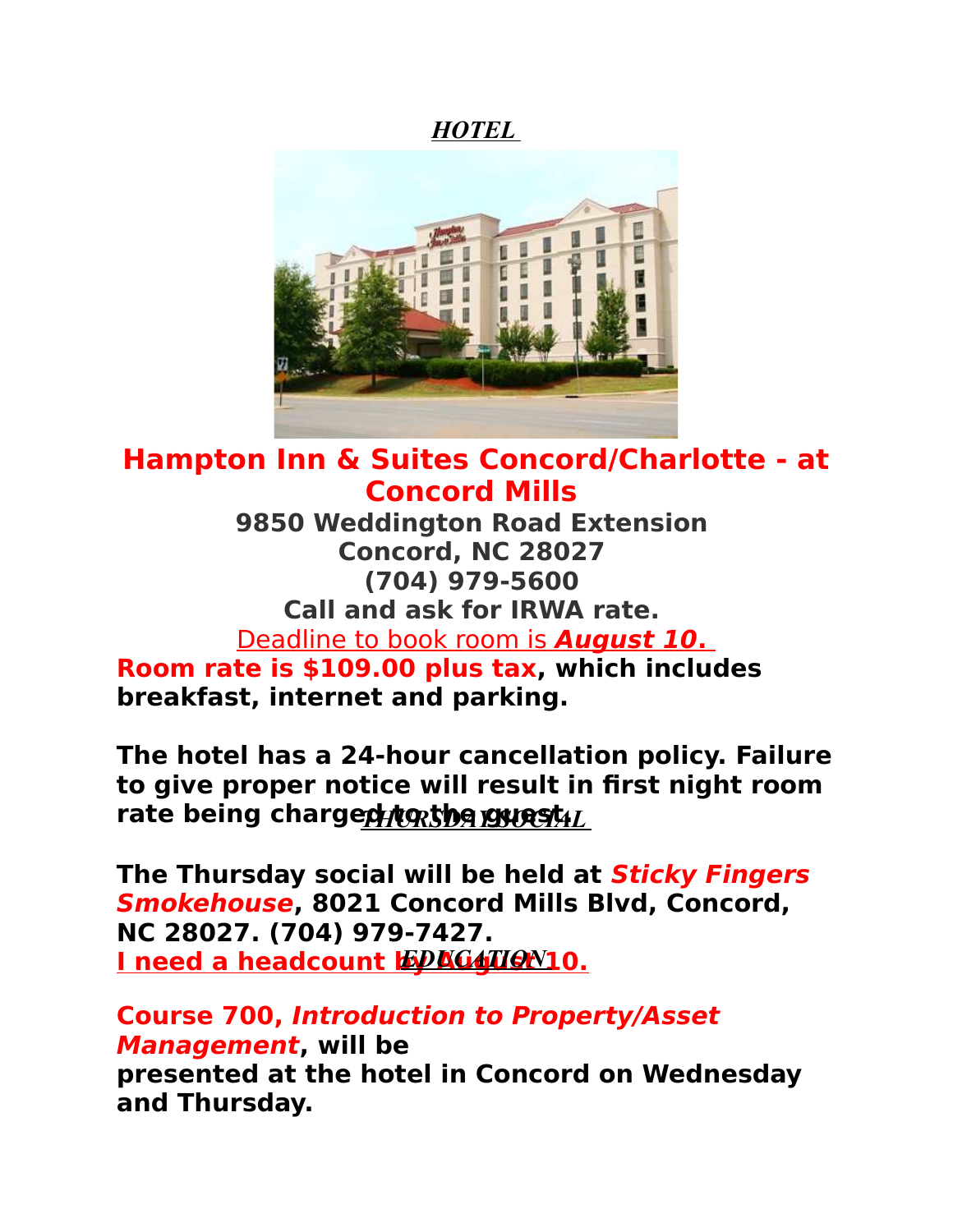## ***HOTEL***

## Hampton Inn & Suites Concord/Charlotte - at Concord Mills

**9850 Weddington Road Extension**
**Concord, NC 28027**
**(704) 979-5600**
**Call and ask for IRWA rate.**

Deadline to book room is ***August 10.***

**Room rate is $109.00 plus tax, which includes breakfast, internet and parking.**

**The hotel has a 24-hour cancellation policy. Failure to give proper notice will result in first night room rate being charged to the guest.**

## ***THURSDAY SOCIAL***

**The Thursday social will be held at *Sticky Fingers Smokehouse*, 8021 Concord Mills Blvd, Concord, NC 28027. (704) 979-7427.**

**I need a headcount by August 10.**

## ***EDUCATION***

**Course 700, *Introduction to Property/Asset Management*, will be presented at the hotel in Concord on Wednesday and Thursday.**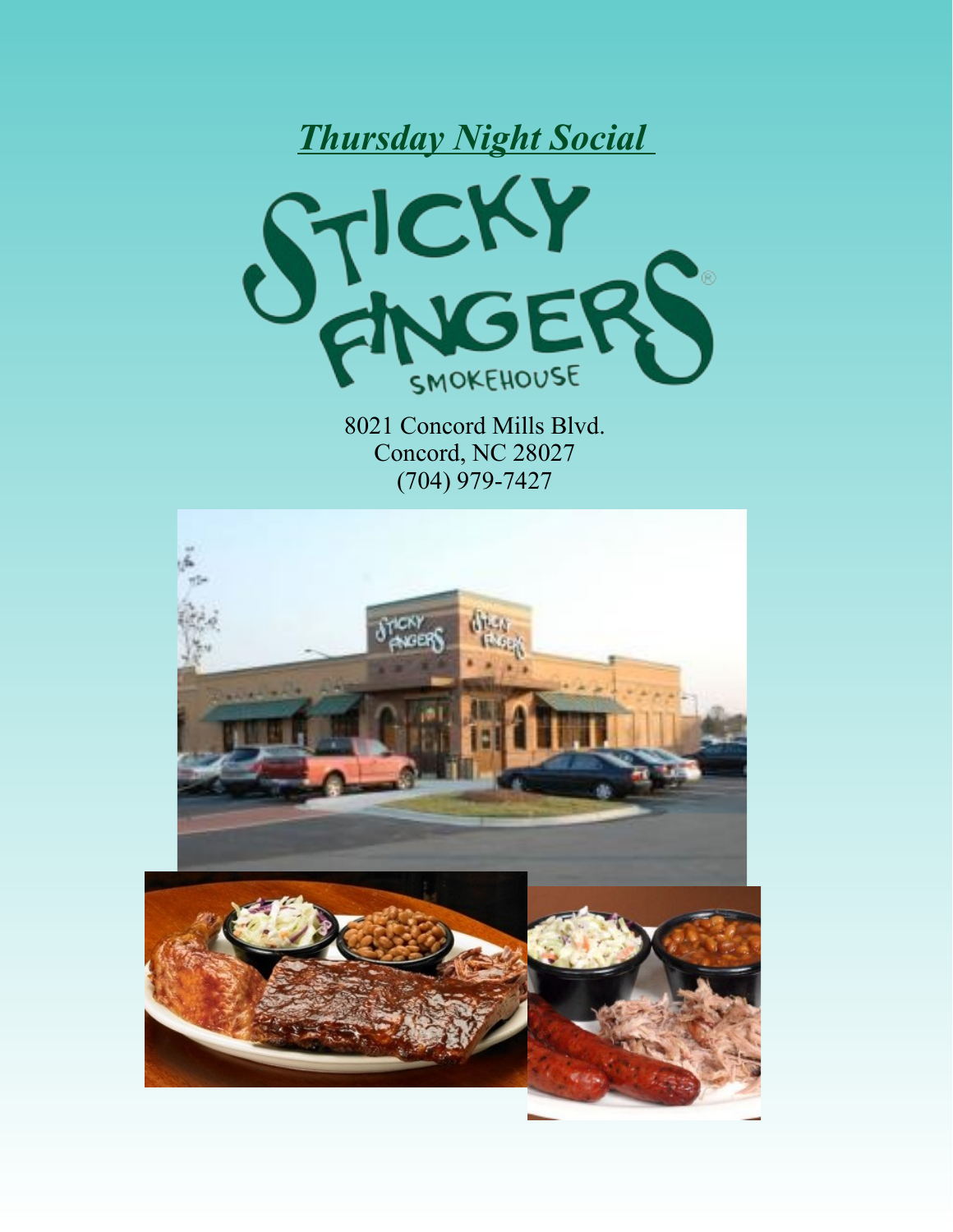***Thursday Night Social***

STICKY FINGERS SMOKEHOUSE

8021 Concord Mills Blvd.
Concord, NC 28027
(704) 979-7427